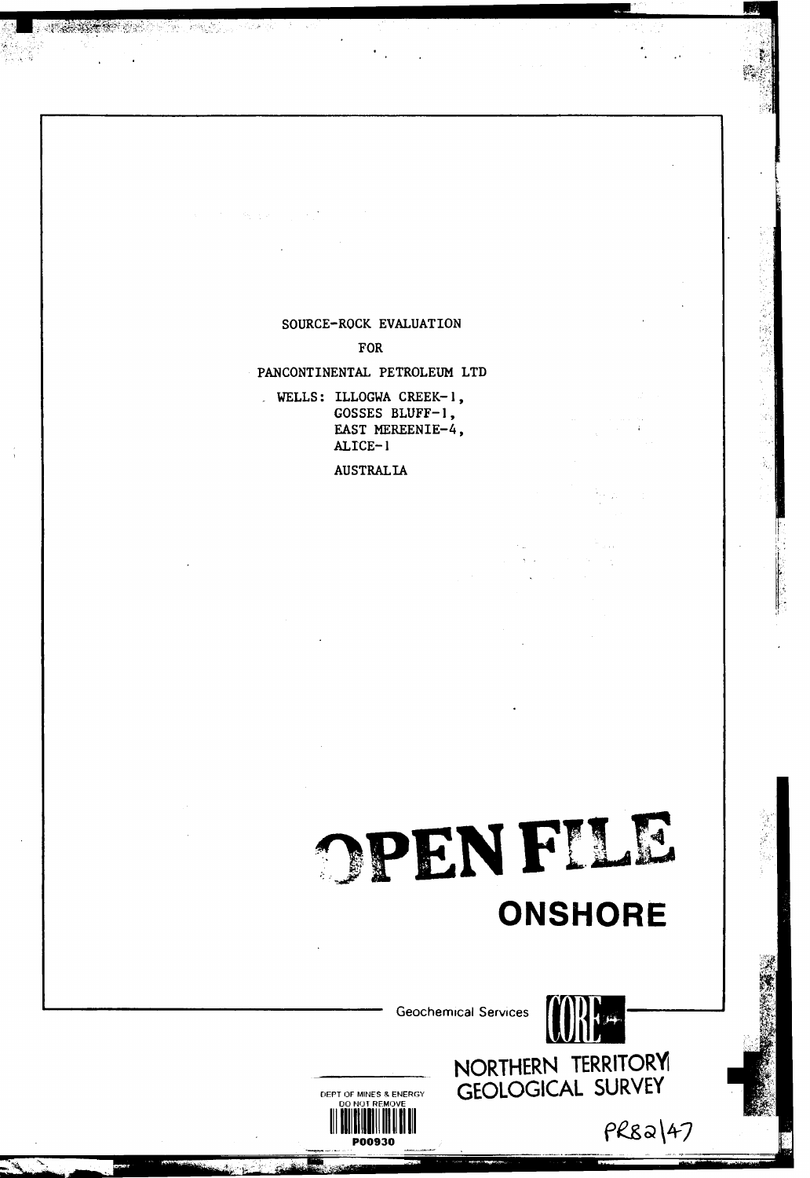SOURCE-ROCK EVALUATION

FOR

PANCONTINENTAL PETROLEUM LTD

WELLS: ILLOGWA CREEK-1,
GOSSES BLUFF-1,
EAST MEREENIE-4,
ALICE-1

AUSTRALIA

OPEN FILE

ONSHORE

Geochemical Services CORE

NORTHERN TERRITORY GEOLOGICAL SURVEY

DEPT OF MINES & ENERGY
DO NOT REMOVE
P00930

PR82/47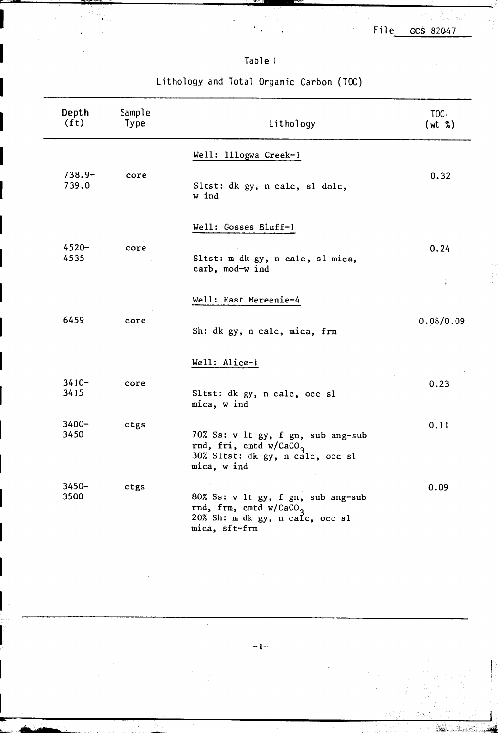File GCS 82047

# Table 1

## Lithology and Total Organic Carbon (TOC)

| Depth (ft) | Sample Type | Lithology | TOC (wt %) |
|---|---|---|---|
| | | **Well: Illogwa Creek-1** | |
| 738.9–739.0 | core | Sltst: dk gy, n calc, sl dolc, w ind | 0.32 |
| | | **Well: Gosses Bluff-1** | |
| 4520–4535 | core | Sltst: m dk gy, n calc, sl mica, carb, mod-w ind | 0.24 |
| | | **Well: East Mereenie-4** | |
| 6459 | core | Sh: dk gy, n calc, mica, frm | 0.08/0.09 |
| | | **Well: Alice-1** | |
| 3410–3415 | core | Sltst: dk gy, n calc, occ sl mica, w ind | 0.23 |
| 3400–3450 | ctgs | 70% Ss: v lt gy, f gn, sub ang-sub rnd, fri, cmtd w/$CaCO_3$ 30% Sltst: dk gy, n calc, occ sl mica, w ind | 0.11 |
| 3450–3500 | ctgs | 80% Ss: v lt gy, f gn, sub ang-sub rnd, frm, cmtd w/$CaCO_3$ 20% Sh: m dk gy, n calc, occ sl mica, sft-frm | 0.09 |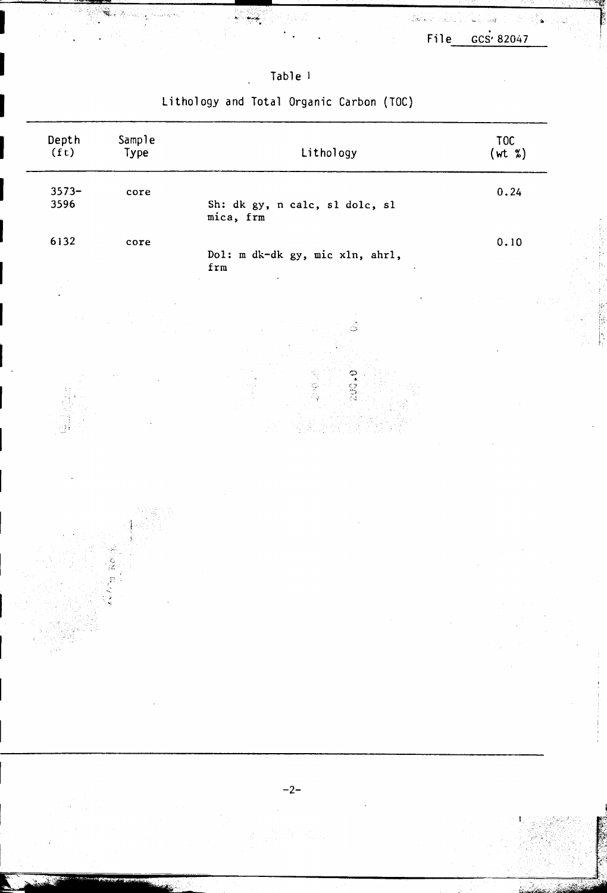File GCS 82047

Table 1

Lithology and Total Organic Carbon (TOC)

| Depth (ft) | Sample Type | Lithology | TOC (wt %) |
|---|---|---|---|
| 3573-3596 | core | Sh: dk gy, n calc, sl dolc, sl mica, frm | 0.24 |
| 6132 | core | Dol: m dk-dk gy, mic xln, ahrl, frm | 0.10 |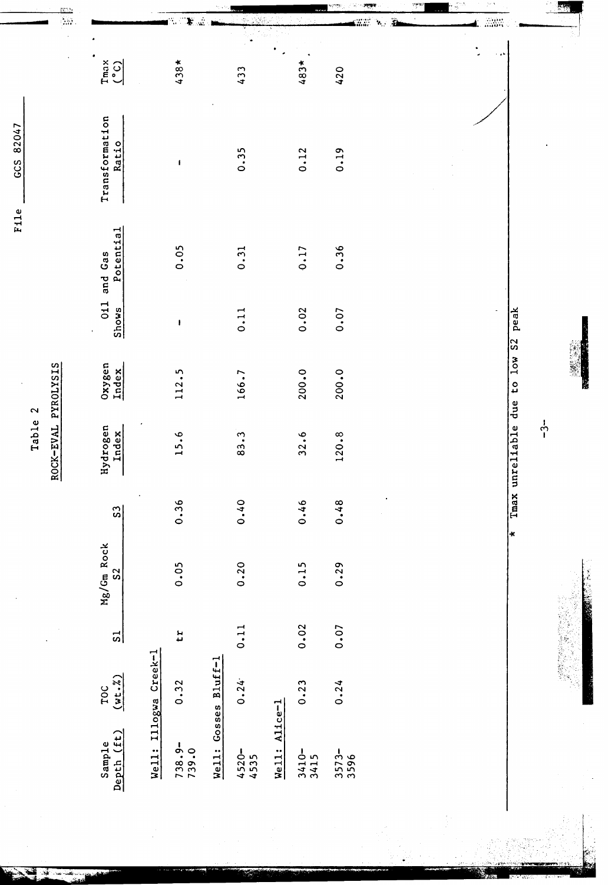File GCS 82047

Table 2

ROCK-EVAL PYROLYSIS

| Sample Depth (ft) | TOC (wt.%) | Mg/Gm Rock S1 | S2 | S3 | Hydrogen Index | Oxygen Index | Oil and Gas Shows | Potential | Transformation Ratio | Tmax (°C) |
|---|---|---|---|---|---|---|---|---|---|---|
| **Well: Illogwa Creek-1** | | | | | | | | | | |
| 738.9-739.0 | 0.32 | tr | 0.05 | 0.36 | 15.6 | 112.5 | - | 0.05 | - | 438* |
| **Well: Gosses Bluff-1** | | | | | | | | | | |
| 4520-4535 | 0.24 | 0.11 | 0.20 | 0.40 | 83.3 | 166.7 | 0.11 | 0.31 | 0.35 | 433 |
| **Well: Alice-1** | | | | | | | | | | |
| 3410-3415 | 0.23 | 0.02 | 0.15 | 0.46 | 32.6 | 200.0 | 0.02 | 0.17 | 0.12 | 483* |
| 3573-3596 | 0.24 | 0.07 | 0.29 | 0.48 | 120.8 | 200.0 | 0.07 | 0.36 | 0.19 | 420 |

\* Tmax unreliable due to low S2 peak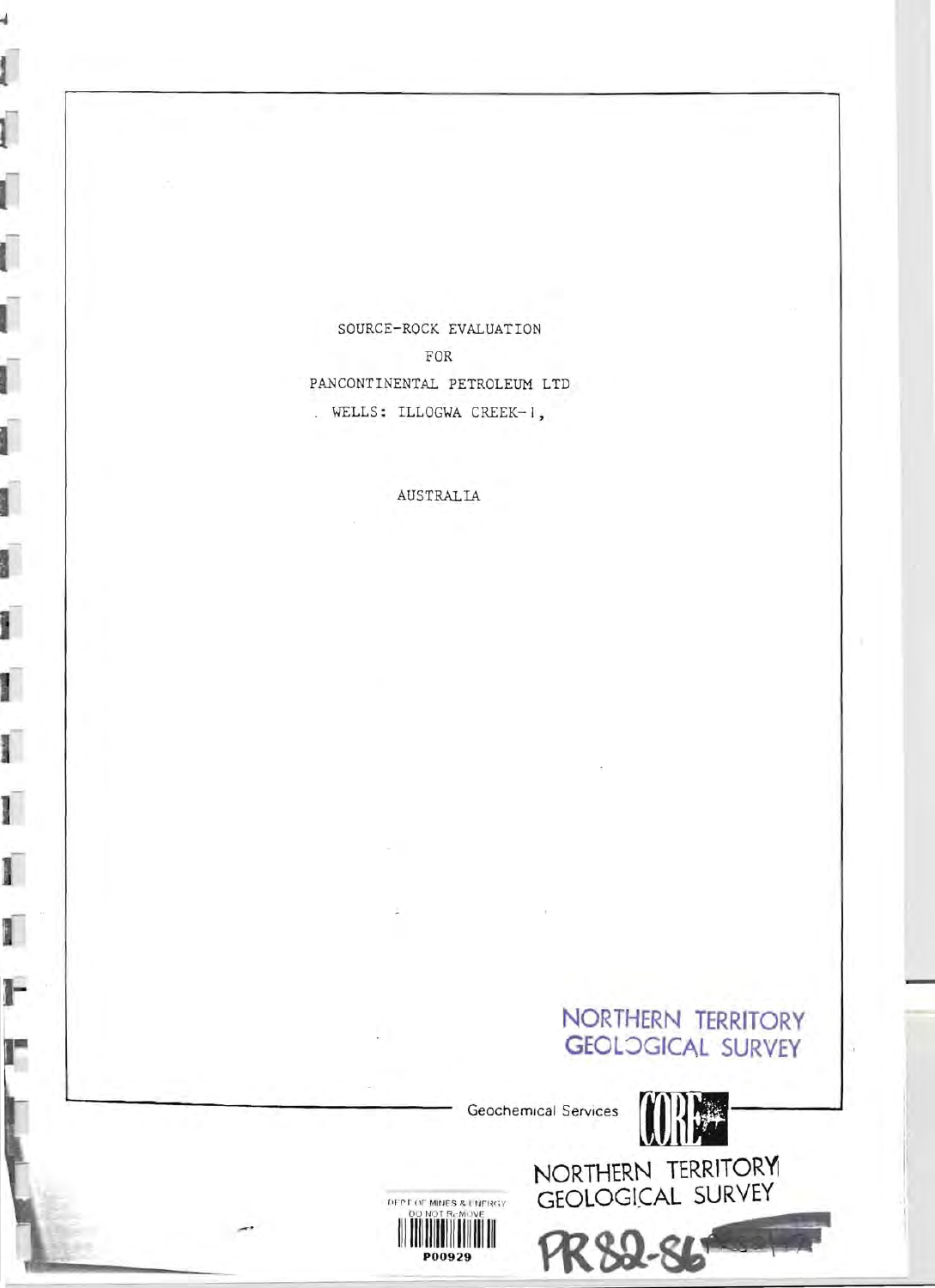SOURCE-ROCK EVALUATION

FOR

PANCONTINENTAL PETROLEUM LTD

WELLS: ILLOGWA CREEK-1,

AUSTRALIA

NORTHERN TERRITORY
GEOLOGICAL SURVEY

Geochemical Services CORE

NORTHERN TERRITORY
GEOLOGICAL SURVEY

DEPT OF MINES & ENERGY
DO NOT REMOVE
P00929

PR82-86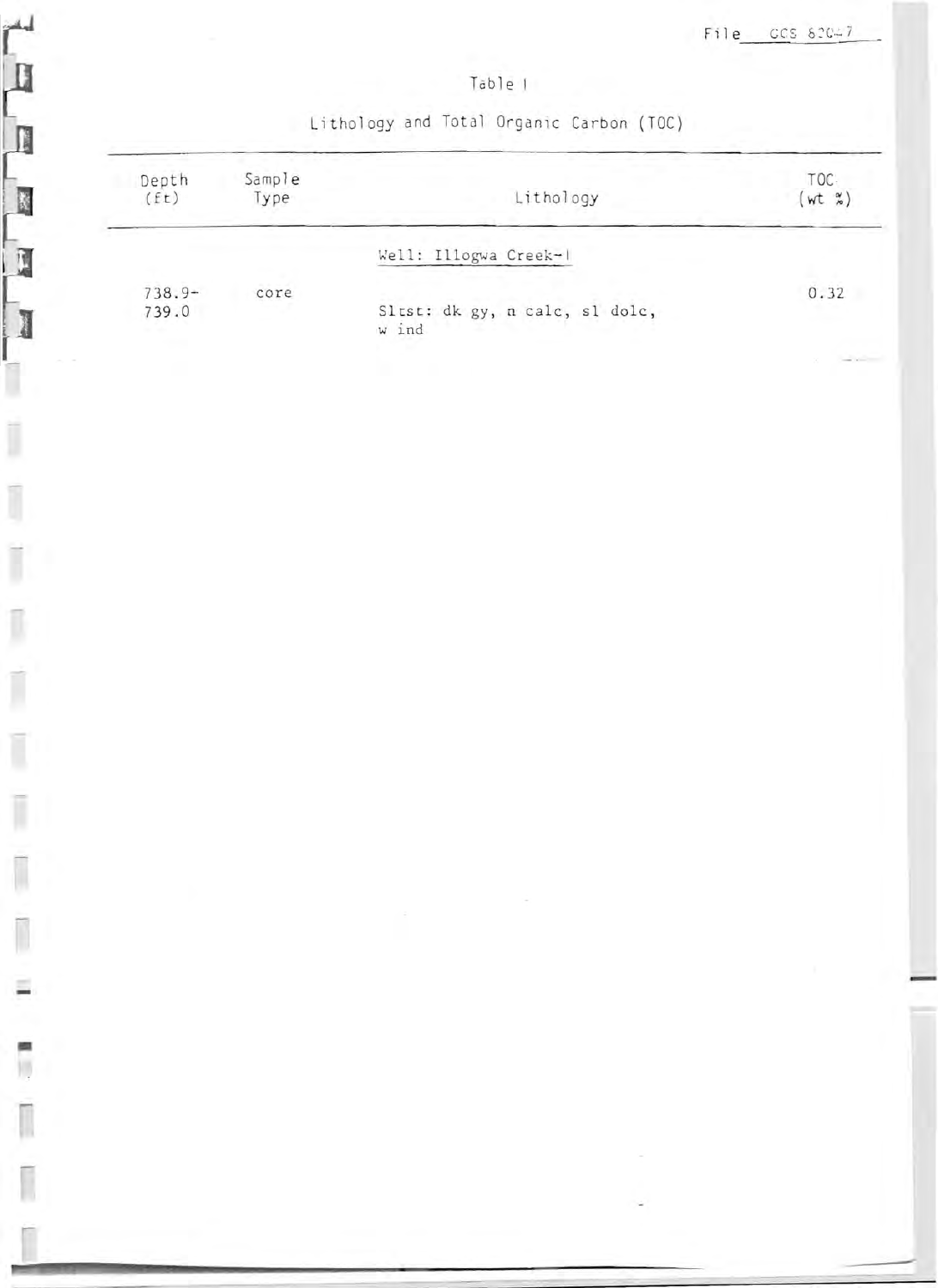File CCS 82047

Table I

Lithology and Total Organic Carbon (TOC)

| Depth (ft) | Sample Type | Lithology | TOC (wt %) |
|---|---|---|---|
| | | Well: Illogwa Creek-1 | |
| 738.9-739.0 | core | Sltst: dk gy, n calc, sl dolc, w ind | 0.32 |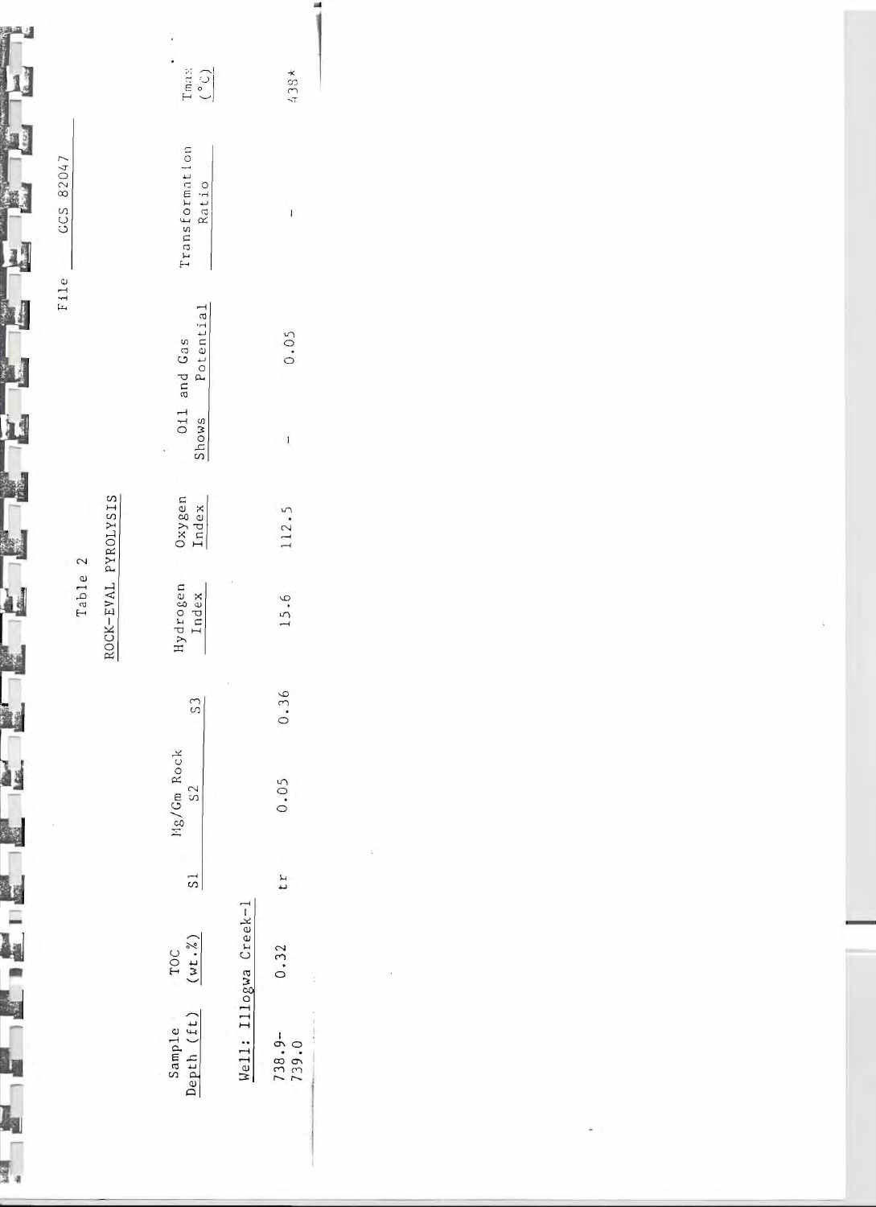File GCS 82047

# Table 2

## ROCK-EVAL PYROLYSIS

| Sample Depth (ft) | TOC (wt.%) | Mg/Gm Rock S1 | S2 | S3 | Hydrogen Index | Oxygen Index | Oil and Gas Shows | Potential | Transformation Ratio | Tmax (°C) |
|---|---|---|---|---|---|---|---|---|---|---|
| Well: Illogwa Creek-1 | | | | | | | | | | |
| 738.9-739.0 | 0.32 | tr | 0.05 | 0.36 | 15.6 | 112.5 | - | 0.05 | - | 438* |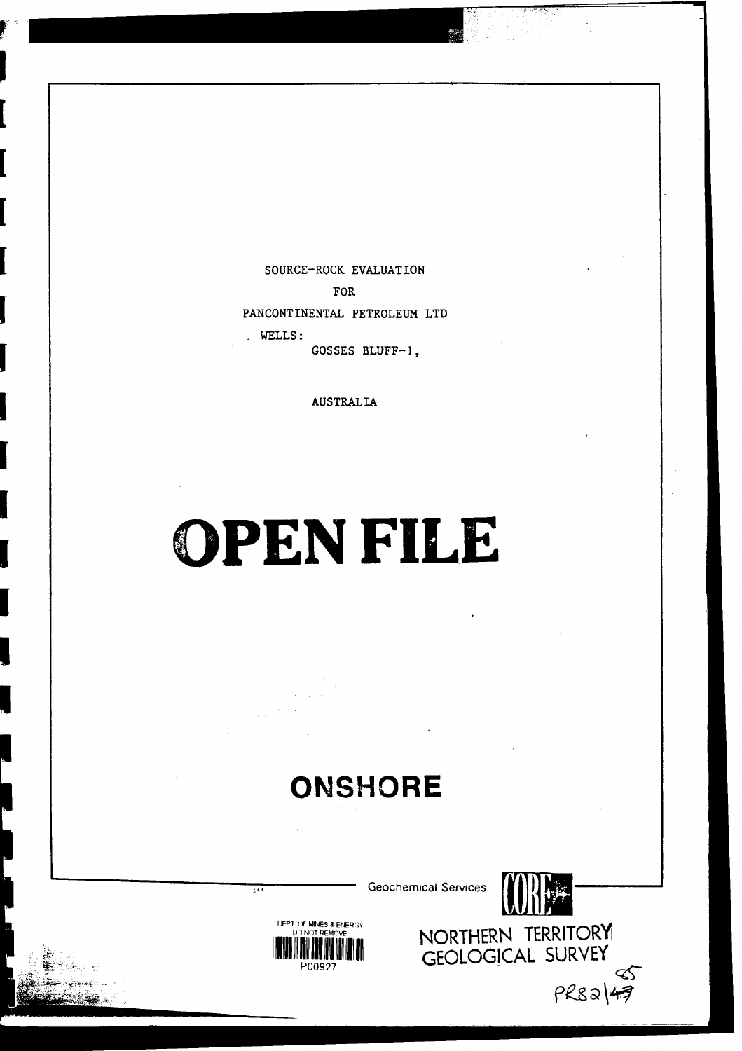SOURCE-ROCK EVALUATION

FOR

PANCONTINENTAL PETROLEUM LTD

WELLS:

GOSSES BLUFF-1,

AUSTRALIA

# OPEN FILE

## ONSHORE

Geochemical Services CORE

DEPT OF MINES & ENERGY
DO NOT REMOVE
P00927

NORTHERN TERRITORY
GEOLOGICAL SURVEY

PR82/49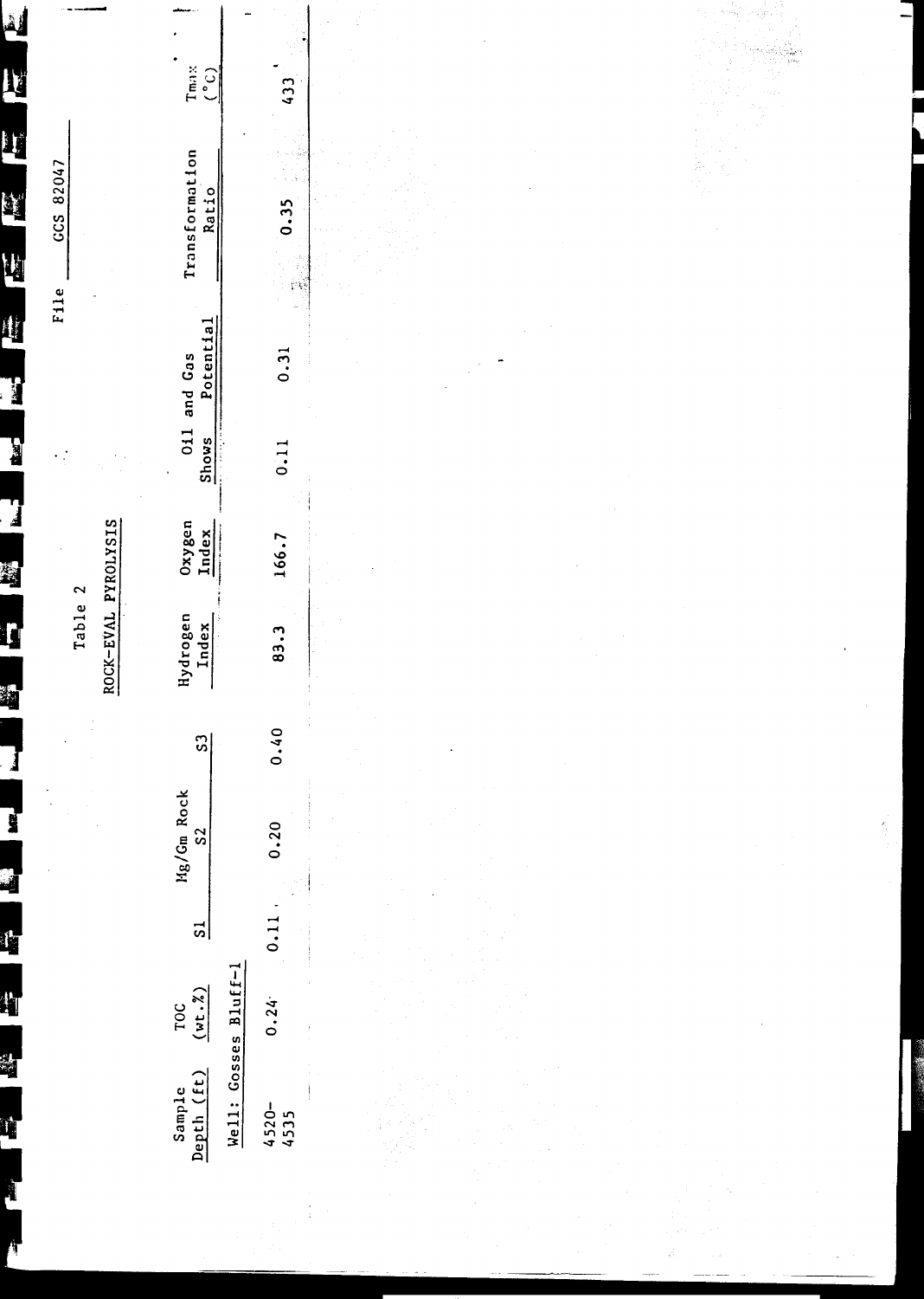File GCS 82047

Table 2

ROCK-EVAL PYROLYSIS

| Sample Depth (ft) | TOC (wt.%) | Mg/Gm Rock | | | Hydrogen Index | Oxygen Index | Oil and Gas | | Transformation Ratio | Tmax (°C) |
|---|---|---|---|---|---|---|---|---|---|---|
| | | S1 | S2 | S3 | | | Shows | Potential | | |
| Well: Gosses Bluff-1 | | | | | | | | | | |
| 4520–4535 | 0.24 | 0.11 | 0.20 | 0.40 | 83.3 | 166.7 | 0.11 | 0.31 | 0.35 | 433 |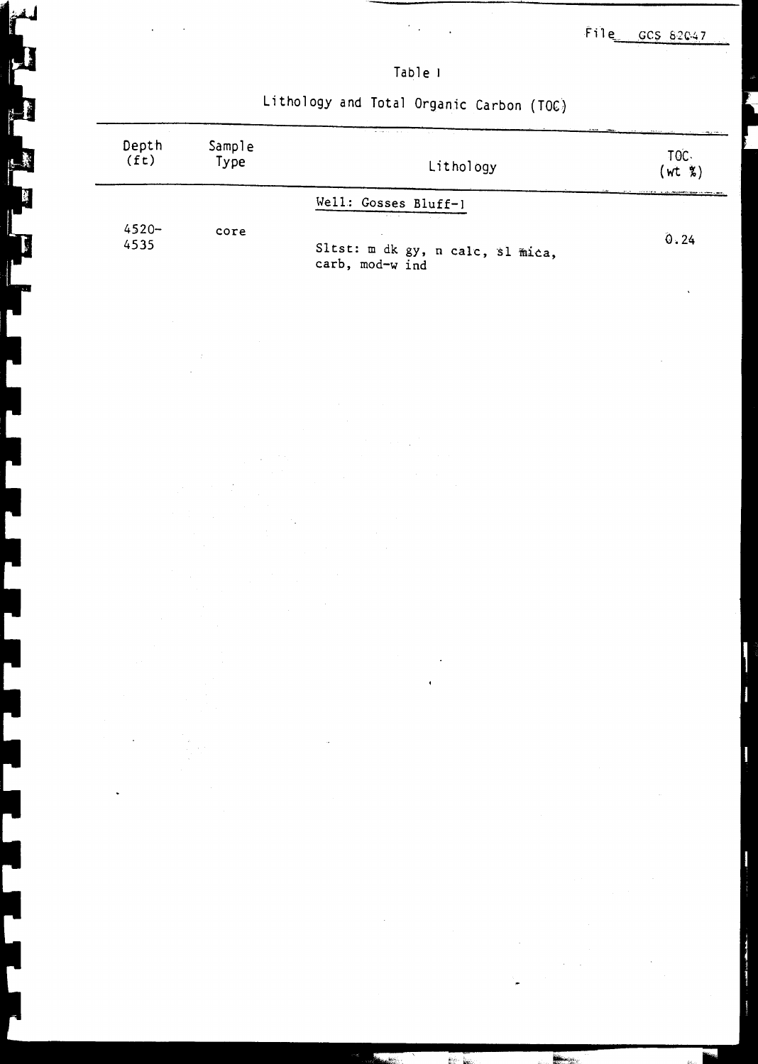File GCS 82047

Table I

Lithology and Total Organic Carbon (TOC)

| Depth (ft) | Sample Type | Lithology | TOC (wt %) |
|---|---|---|---|
| | | Well: Gosses Bluff-1 | |
| 4520-4535 | core | Sltst: m dk gy, n calc, sl mica, carb, mod-w ind | 0.24 |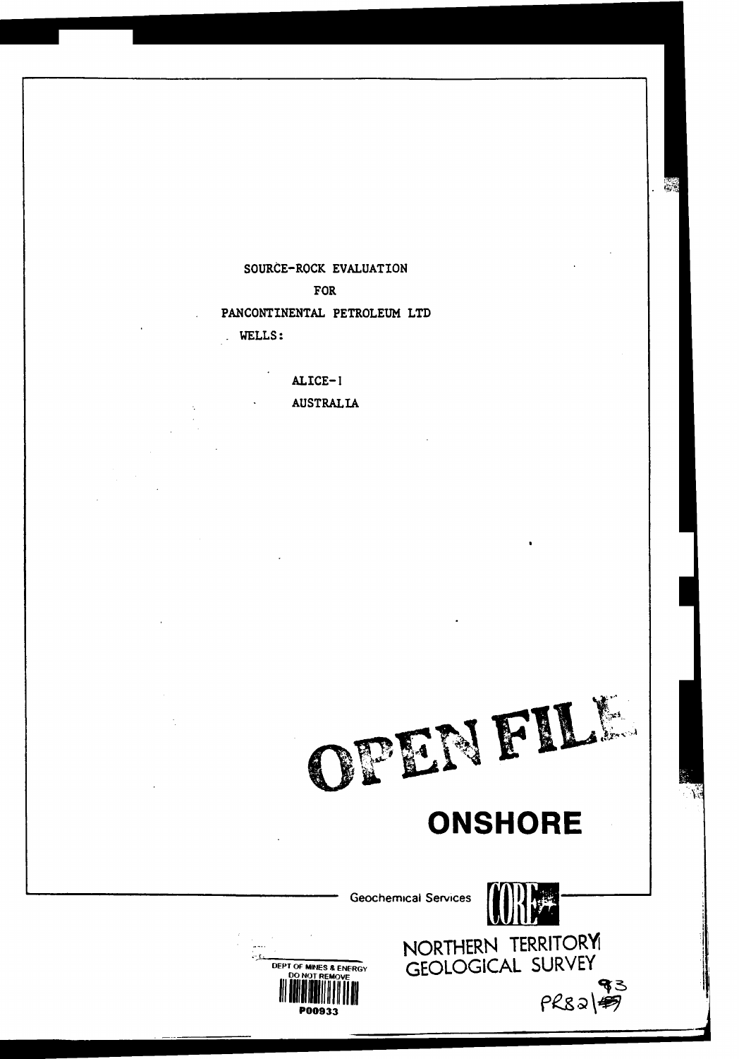SOURCE-ROCK EVALUATION

FOR

PANCONTINENTAL PETROLEUM LTD

WELLS:

ALICE-1

AUSTRALIA

OPEN FILE

**ONSHORE**

Geochemical Services CORE

NORTHERN TERRITORY GEOLOGICAL SURVEY

DEPT OF MINES & ENERGY
DO NOT REMOVE
P00933

PR82/93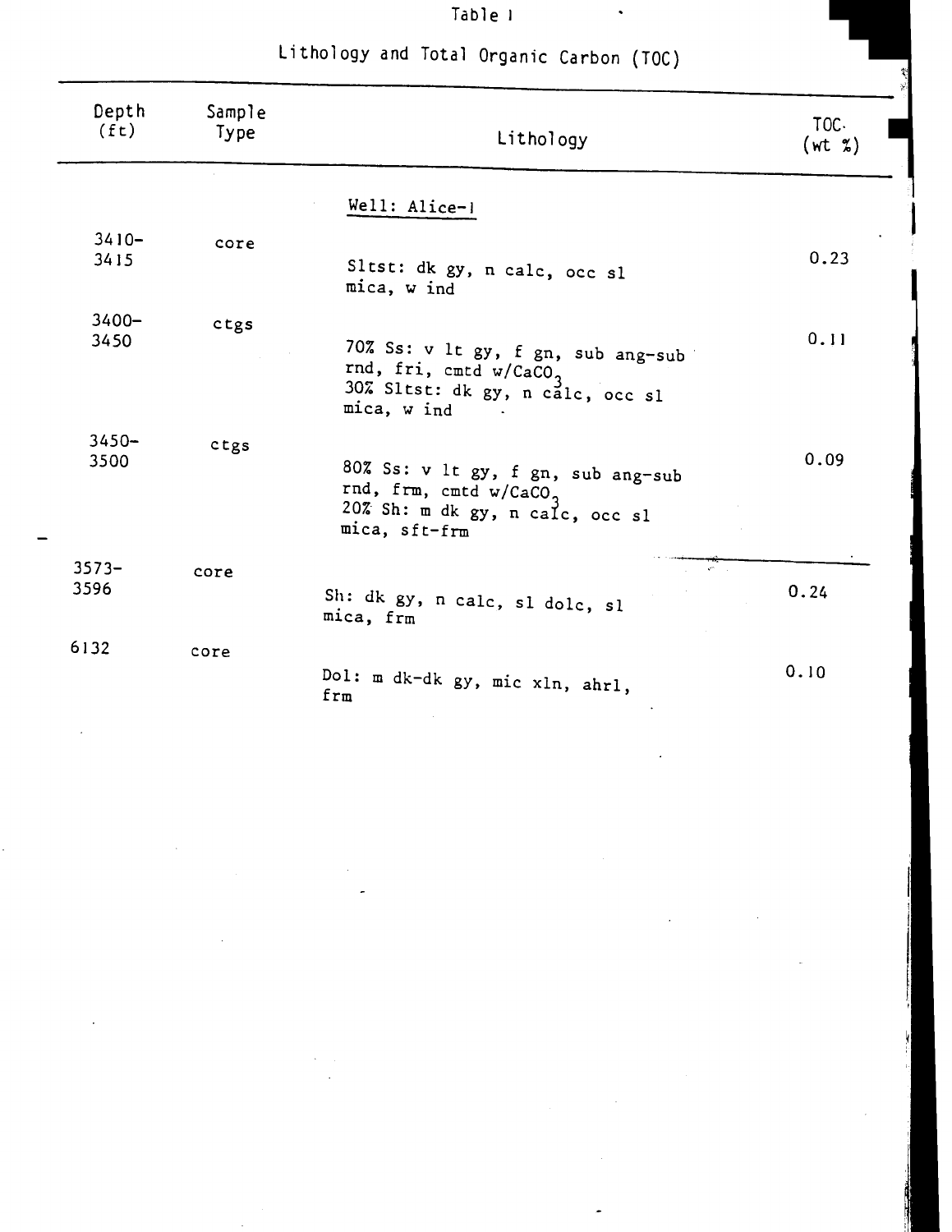Table 1

Lithology and Total Organic Carbon (TOC)

| Depth (ft) | Sample Type | Lithology | TOC (wt %) |
|---|---|---|---|
| | | Well: Alice-1 | |
| 3410-3415 | core | Sltst: dk gy, n calc, occ sl mica, w ind | 0.23 |
| 3400-3450 | ctgs | 70% Ss: v lt gy, f gn, sub ang-sub rnd, fri, cmtd w/$CaCO_3$<br>30% Sltst: dk gy, n calc, occ sl mica, w ind | 0.11 |
| 3450-3500 | ctgs | 80% Ss: v lt gy, f gn, sub ang-sub rnd, frm, cmtd w/$CaCO_3$<br>20% Sh: m dk gy, n calc, occ sl mica, sft-frm | 0.09 |
| 3573-3596 | core | Sh: dk gy, n calc, sl dolc, sl mica, frm | 0.24 |
| 6132 | core | Dol: m dk-dk gy, mic xln, ahrl, frm | 0.10 |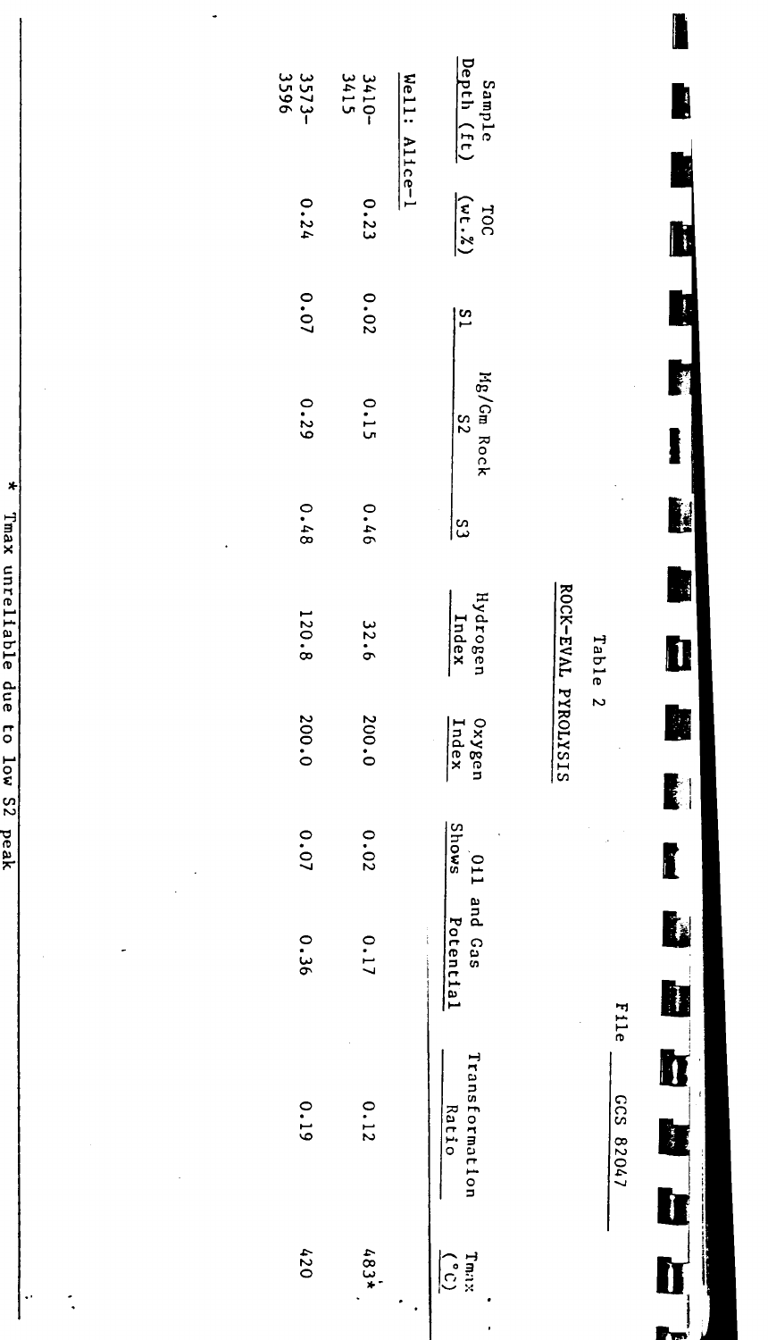File GCS 82047

Table 2

ROCK-EVAL PYROLYSIS

| Sample Depth (ft) | TOC (wt.%) | Mg/Gm Rock S1 | S2 | S3 | Hydrogen Index | Oxygen Index | Oil and Gas Shows | Potential | Transformation Ratio | Tmax (°C) |
|---|---|---|---|---|---|---|---|---|---|---|
| Well: Alice-1 | | | | | | | | | | |
| 3410-3415 | 0.23 | 0.02 | 0.15 | 0.46 | 32.6 | 200.0 | 0.02 | 0.17 | 0.12 | 483* |
| 3573-3596 | 0.24 | 0.07 | 0.29 | 0.48 | 120.8 | 200.0 | 0.07 | 0.36 | 0.19 | 420 |

* Tmax unreliable due to low S2 peak